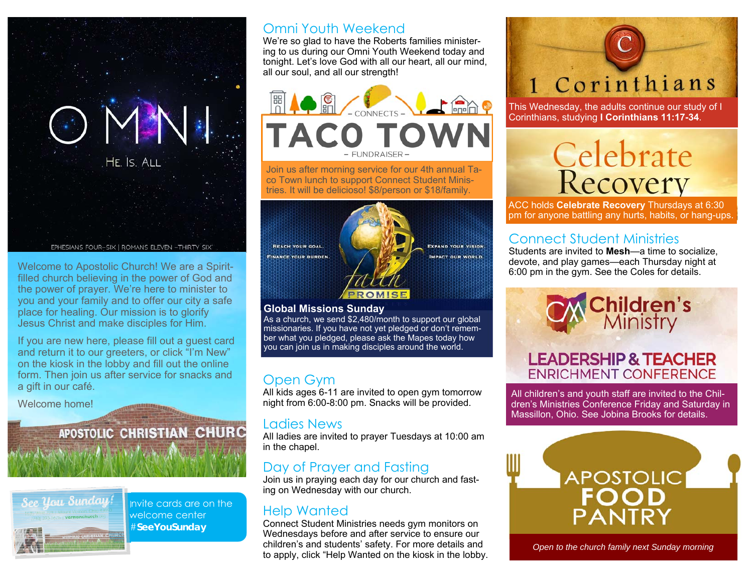# OMNI

HE. IS. ALL

EPHESIANS FOUR–SIX | ROMANS ELEVEN –THIRTY SIX

Welcome to Apostolic Church! We are a Spirit-filled church believing in the power of God and the power of prayer. We're here to minister to you and your family and to offer our city a safe place for healing. Our mission is to glorify Jesus Christ and make disciples for Him.

If you are new here, please fill out a guest card and return it to our greeters, or click "I'm New" on the kiosk in the lobby and fill out the online form. Then join us after service for snacks and a gift in our café.

Welcome home!

APOSTOLIC CHRISTIAN CHURC

See You Sunday!

Invite cards are on the welcome center #**SeeYouSunday**

## Omni Youth Weekend

We're so glad to have the Roberts families ministering to us during our Omni Youth Weekend today and tonight. Let's love God with all our heart, all our mind, all our soul, and all our strength!

## – CONNECTS – TACO TOWN – FUNDRAISER –

Join us after morning service for our 4th annual Taco Town lunch to support Connect Student Ministries. It will be delicioso! $8/person or $18/family.

REACH YOUR GOAL. FINANCE YOUR BURDEN. EXPAND YOUR VISION. IMPACT OUR WORLD.

Faith PROMISE

### Global Missions Sunday

As a church, we send $2,480/month to support our global missionaries. If you have not yet pledged or don't remember what you pledged, please ask the Mapes today how you can join us in making disciples around the world.

## Open Gym

All kids ages 6-11 are invited to open gym tomorrow night from 6:00-8:00 pm. Snacks will be provided.

## Ladies News

All ladies are invited to prayer Tuesdays at 10:00 am in the chapel.

## Day of Prayer and Fasting

Join us in praying each day for our church and fasting on Wednesday with our church.

## Help Wanted

Connect Student Ministries needs gym monitors on Wednesdays before and after service to ensure our children's and students' safety. For more details and to apply, click "Help Wanted on the kiosk in the lobby.

## 1 Corinthians

This Wednesday, the adults continue our study of I Corinthians, studying **I Corinthians 11:17-34**.

## Celebrate Recovery

ACC holds **Celebrate Recovery** Thursdays at 6:30 pm for anyone battling any hurts, habits, or hang-ups.

## Connect Student Ministries

Students are invited to **Mesh**—a time to socialize, devote, and play games—each Thursday night at 6:00 pm in the gym. See the Coles for details.

## Children's Ministry LEADERSHIP & TEACHER ENRICHMENT CONFERENCE

All children's and youth staff are invited to the Children's Ministries Conference Friday and Saturday in Massillon, Ohio. See Jobina Brooks for details.

## APOSTOLIC FOOD PANTRY

*Open to the church family next Sunday morning*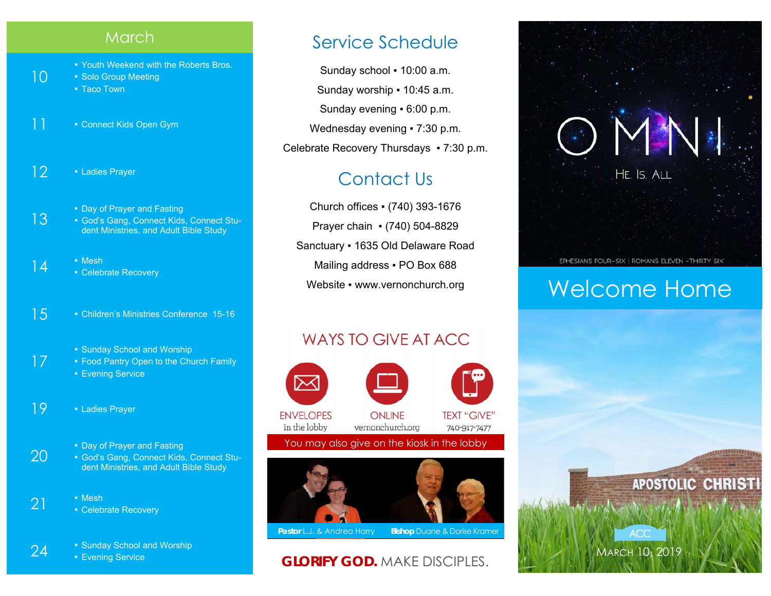## March

**10**
- Youth Weekend with the Roberts Bros.
- Solo Group Meeting
- Taco Town

**11**
- Connect Kids Open Gym

**12**
- Ladies Prayer

**13**
- Day of Prayer and Fasting
- God's Gang, Connect Kids, Connect Student Ministries, and Adult Bible Study

**14**
- Mesh
- Celebrate Recovery

**15**
- Children's Ministries Conference 15-16

**17**
- Sunday School and Worship
- Food Pantry Open to the Church Family
- Evening Service

**19**
- Ladies Prayer

**20**
- Day of Prayer and Fasting
- God's Gang, Connect Kids, Connect Student Ministries, and Adult Bible Study

**21**
- Mesh
- Celebrate Recovery

**24**
- Sunday School and Worship
- Evening Service

## Service Schedule

Sunday school ▪ 10:00 a.m.

Sunday worship ▪ 10:45 a.m.

Sunday evening ▪ 6:00 p.m.

Wednesday evening ▪ 7:30 p.m.

Celebrate Recovery Thursdays ▪ 7:30 p.m.

## Contact Us

Church offices ▪ (740) 393-1676

Prayer chain ▪ (740) 504-8829

Sanctuary ▪ 1635 Old Delaware Road

Mailing address ▪ PO Box 688

Website ▪ www.vernonchurch.org

## WAYS TO GIVE AT ACC

ENVELOPES in the lobby

ONLINE vernonchurch.org

TEXT "GIVE" 740-917-7477

You may also give on the kiosk in the lobby

**Pastor** L.J. & Andrea Harry **Bishop** Duane & Dorise Kramer

**GLORIFY GOD.** MAKE DISCIPLES.

OMNI

HE. IS. ALL

EPHESIANS FOUR-SIX | ROMANS ELEVEN -THIRTY SIX

# Welcome Home

APOSTOLIC CHRISTI

ACC

MARCH 10, 2019